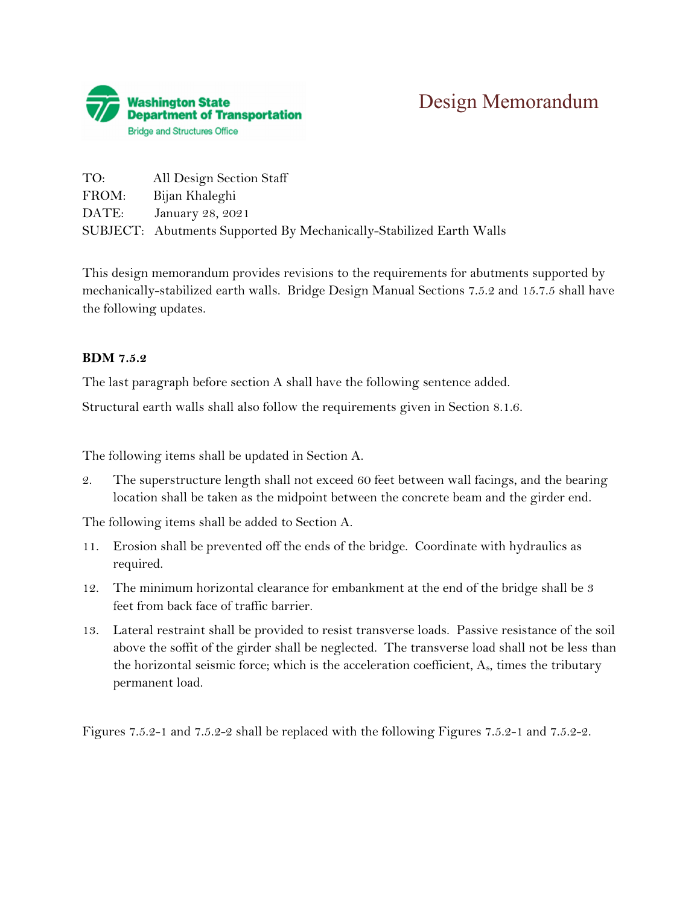Washington State Department of Transportation
Bridge and Structures Office

# Design Memorandum

TO: All Design Section Staff
FROM: Bijan Khaleghi
DATE: January 28, 2021
SUBJECT: Abutments Supported By Mechanically-Stabilized Earth Walls

This design memorandum provides revisions to the requirements for abutments supported by mechanically-stabilized earth walls. Bridge Design Manual Sections 7.5.2 and 15.7.5 shall have the following updates.

**BDM 7.5.2**

The last paragraph before section A shall have the following sentence added.

Structural earth walls shall also follow the requirements given in Section 8.1.6.

The following items shall be updated in Section A.

2. The superstructure length shall not exceed 60 feet between wall facings, and the bearing location shall be taken as the midpoint between the concrete beam and the girder end.

The following items shall be added to Section A.

11. Erosion shall be prevented off the ends of the bridge. Coordinate with hydraulics as required.
12. The minimum horizontal clearance for embankment at the end of the bridge shall be 3 feet from back face of traffic barrier.
13. Lateral restraint shall be provided to resist transverse loads. Passive resistance of the soil above the soffit of the girder shall be neglected. The transverse load shall not be less than the horizontal seismic force; which is the acceleration coefficient, $A_s$, times the tributary permanent load.

Figures 7.5.2-1 and 7.5.2-2 shall be replaced with the following Figures 7.5.2-1 and 7.5.2-2.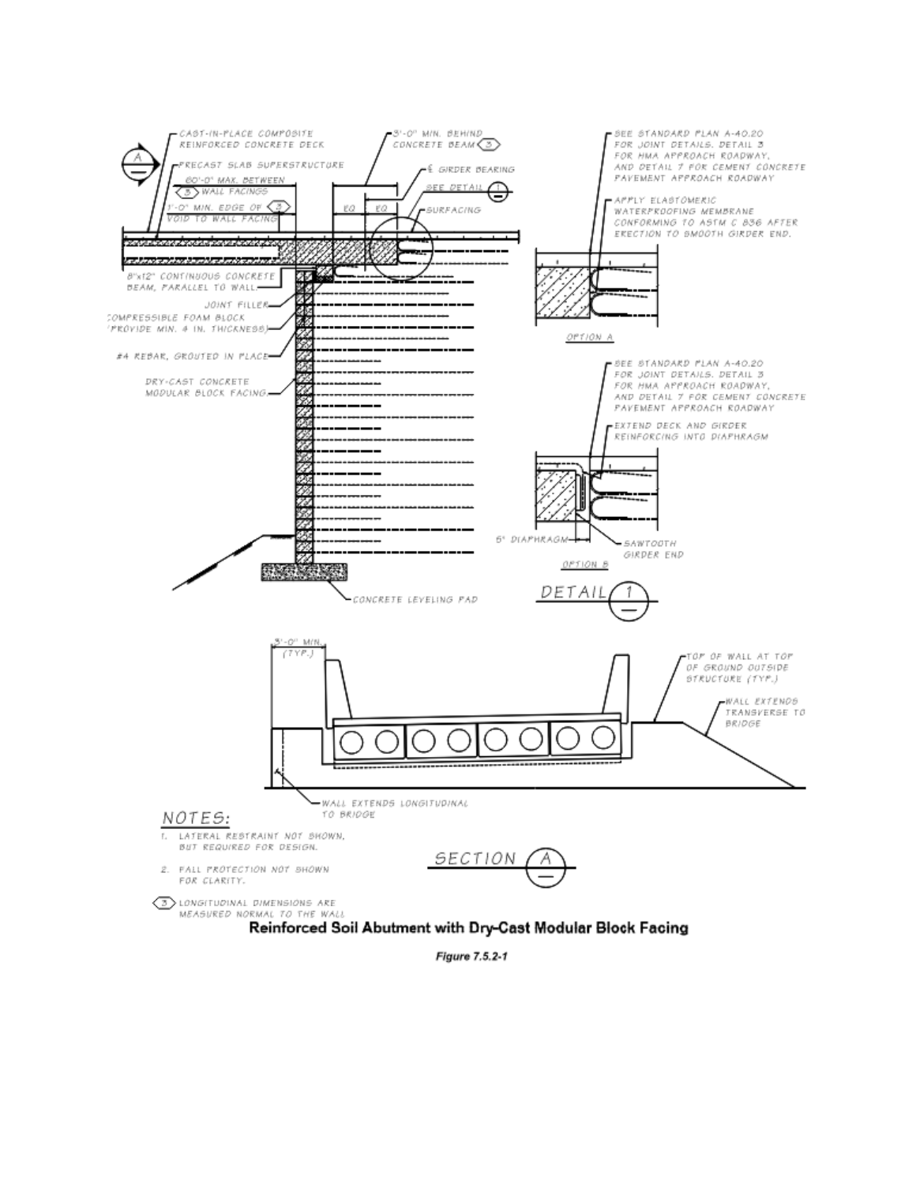CAST-IN-PLACE COMPOSITE REINFORCED CONCRETE DECK

PRECAST SLAB SUPERSTRUCTURE

60'-0" MAX. BETWEEN ⟨3⟩ WALL FACINGS

1'-0" MIN. EDGE OF ⟨3⟩ VOID TO WALL FACING

3'-0" MIN. BEHIND CONCRETE BEAM ⟨3⟩

℄ GIRDER BEARING

EQ | EQ

SEE DETAIL 1

SURFACING

8"x12" CONTINUOUS CONCRETE BEAM, PARALLEL TO WALL

JOINT FILLER

COMPRESSIBLE FOAM BLOCK (PROVIDE MIN. 4 IN. THICKNESS)

#4 REBAR, GROUTED IN PLACE

DRY-CAST CONCRETE MODULAR BLOCK FACING

CONCRETE LEVELING PAD

SEE STANDARD PLAN A-40.20 FOR JOINT DETAILS. DETAIL 3 FOR HMA APPROACH ROADWAY, AND DETAIL 7 FOR CEMENT CONCRETE PAVEMENT APPROACH ROADWAY

APPLY ELASTOMERIC WATERPROOFING MEMBRANE CONFORMING TO ASTM C 836 AFTER ERECTION TO SMOOTH GIRDER END.

OPTION A

SEE STANDARD PLAN A-40.20 FOR JOINT DETAILS. DETAIL 3 FOR HMA APPROACH ROADWAY, AND DETAIL 7 FOR CEMENT CONCRETE PAVEMENT APPROACH ROADWAY

EXTEND DECK AND GIRDER REINFORCING INTO DIAPHRAGM

5" DIAPHRAGM

SAWTOOTH GIRDER END

OPTION B

DETAIL 1

3'-0" MIN. (TYP.)

TOP OF WALL AT TOP OF GROUND OUTSIDE STRUCTURE (TYP.)

WALL EXTENDS TRANSVERSE TO BRIDGE

WALL EXTENDS LONGITUDINAL TO BRIDGE

SECTION A

NOTES:

1. LATERAL RESTRAINT NOT SHOWN, BUT REQUIRED FOR DESIGN.
2. FALL PROTECTION NOT SHOWN FOR CLARITY.

⟨3⟩ LONGITUDINAL DIMENSIONS ARE MEASURED NORMAL TO THE WALL

**Reinforced Soil Abutment with Dry-Cast Modular Block Facing**

***Figure 7.5.2-1***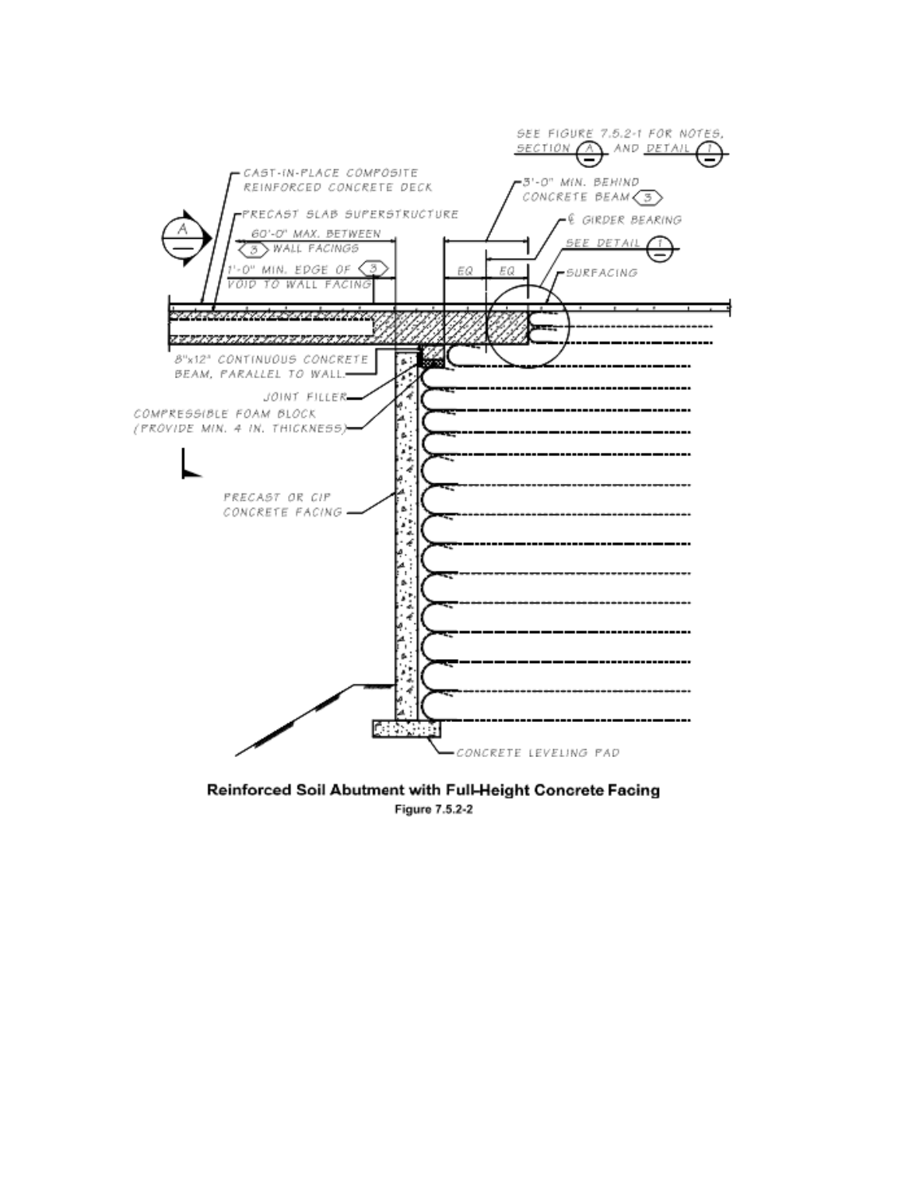SEE FIGURE 7.5.2-1 FOR NOTES, SECTION A AND DETAIL 1

CAST-IN-PLACE COMPOSITE REINFORCED CONCRETE DECK

PRECAST SLAB SUPERSTRUCTURE

60'-0" MAX. BETWEEN 3 WALL FACINGS

1'-0" MIN. EDGE OF 3 VOID TO WALL FACING

3'-0" MIN. BEHIND CONCRETE BEAM 3

℄ GIRDER BEARING

SEE DETAIL 1

SURFACING

EQ EQ

8"x12" CONTINUOUS CONCRETE BEAM, PARALLEL TO WALL.

JOINT FILLER

COMPRESSIBLE FOAM BLOCK (PROVIDE MIN. 4 IN. THICKNESS)

PRECAST OR CIP CONCRETE FACING

CONCRETE LEVELING PAD

**Reinforced Soil Abutment with Full-Height Concrete Facing**

**Figure 7.5.2-2**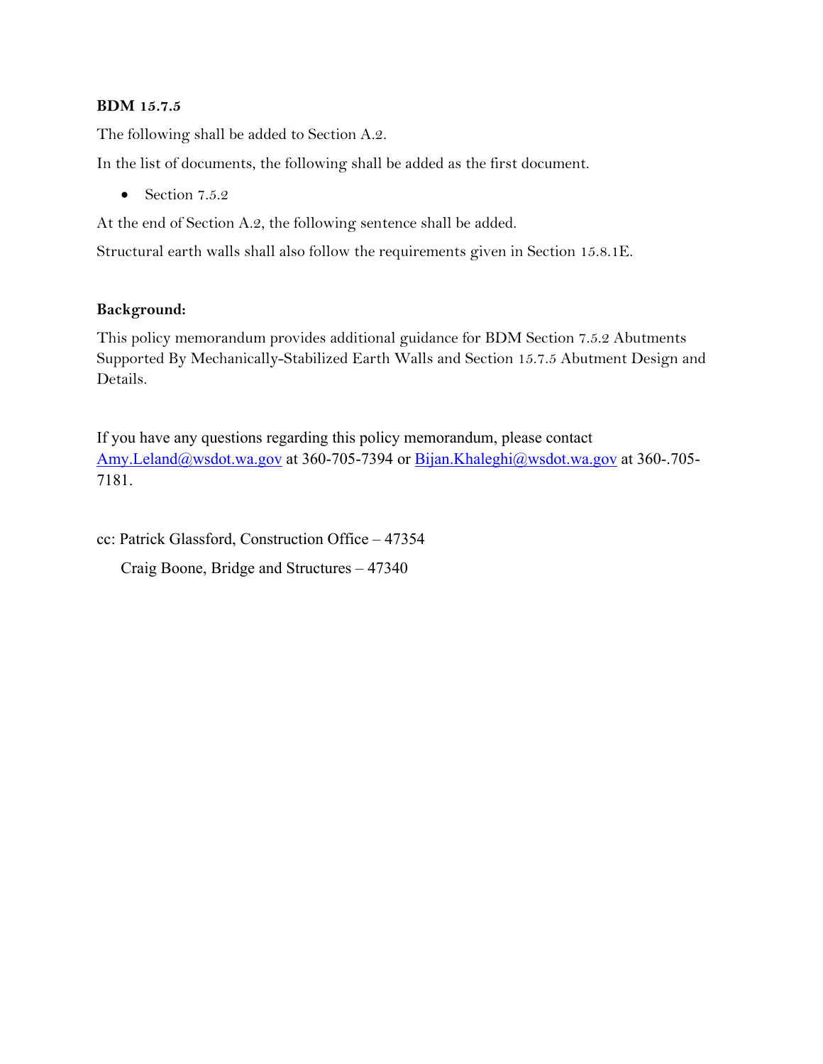**BDM 15.7.5**

The following shall be added to Section A.2.

In the list of documents, the following shall be added as the first document.

- Section 7.5.2

At the end of Section A.2, the following sentence shall be added.

Structural earth walls shall also follow the requirements given in Section 15.8.1E.

**Background:**

This policy memorandum provides additional guidance for BDM Section 7.5.2 Abutments Supported By Mechanically-Stabilized Earth Walls and Section 15.7.5 Abutment Design and Details.

If you have any questions regarding this policy memorandum, please contact Amy.Leland@wsdot.wa.gov at 360-705-7394 or Bijan.Khaleghi@wsdot.wa.gov at 360-.705-7181.

cc: Patrick Glassford, Construction Office – 47354

Craig Boone, Bridge and Structures – 47340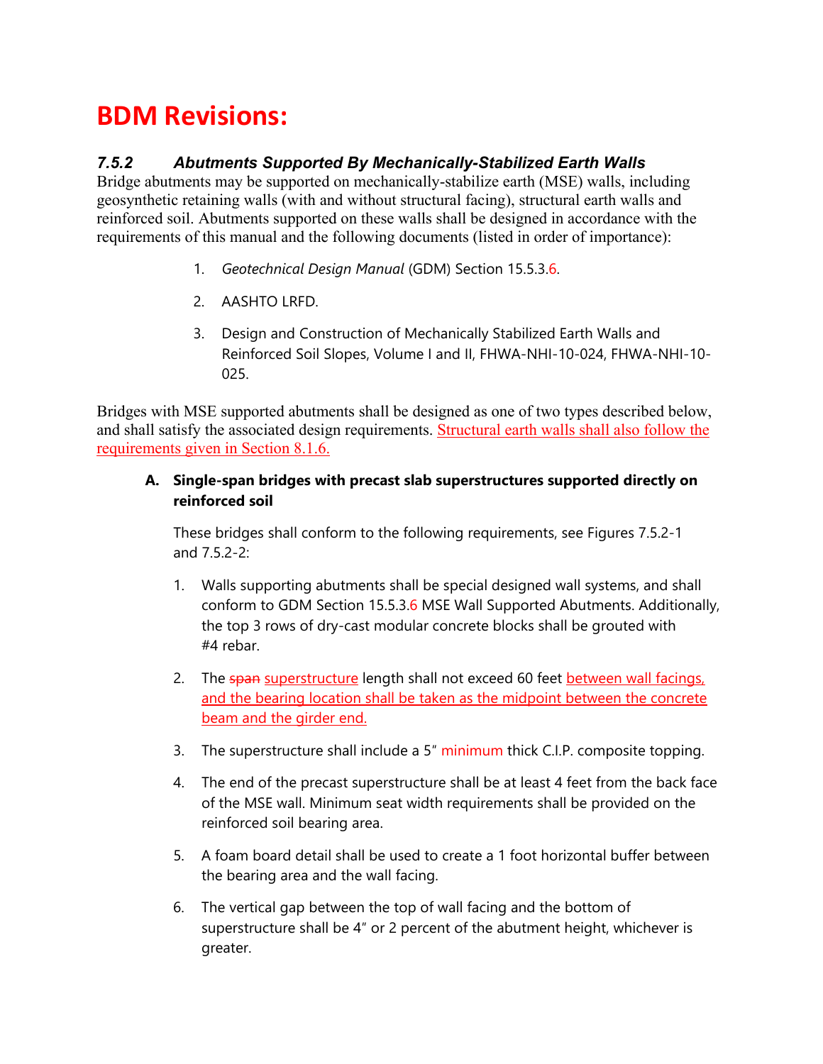# BDM Revisions:

### *7.5.2 Abutments Supported By Mechanically-Stabilized Earth Walls*

Bridge abutments may be supported on mechanically-stabilize earth (MSE) walls, including geosynthetic retaining walls (with and without structural facing), structural earth walls and reinforced soil. Abutments supported on these walls shall be designed in accordance with the requirements of this manual and the following documents (listed in order of importance):

1. *Geotechnical Design Manual* (GDM) Section 15.5.3.6.
2. AASHTO LRFD.
3. Design and Construction of Mechanically Stabilized Earth Walls and Reinforced Soil Slopes, Volume I and II, FHWA-NHI-10-024, FHWA-NHI-10-025.

Bridges with MSE supported abutments shall be designed as one of two types described below, and shall satisfy the associated design requirements. Structural earth walls shall also follow the requirements given in Section 8.1.6.

**A. Single-span bridges with precast slab superstructures supported directly on reinforced soil**

These bridges shall conform to the following requirements, see Figures 7.5.2-1 and 7.5.2-2:

1. Walls supporting abutments shall be special designed wall systems, and shall conform to GDM Section 15.5.3.6 MSE Wall Supported Abutments. Additionally, the top 3 rows of dry-cast modular concrete blocks shall be grouted with #4 rebar.
2. The ~~span~~ superstructure length shall not exceed 60 feet between wall facings, and the bearing location shall be taken as the midpoint between the concrete beam and the girder end.
3. The superstructure shall include a 5″ minimum thick C.I.P. composite topping.
4. The end of the precast superstructure shall be at least 4 feet from the back face of the MSE wall. Minimum seat width requirements shall be provided on the reinforced soil bearing area.
5. A foam board detail shall be used to create a 1 foot horizontal buffer between the bearing area and the wall facing.
6. The vertical gap between the top of wall facing and the bottom of superstructure shall be 4″ or 2 percent of the abutment height, whichever is greater.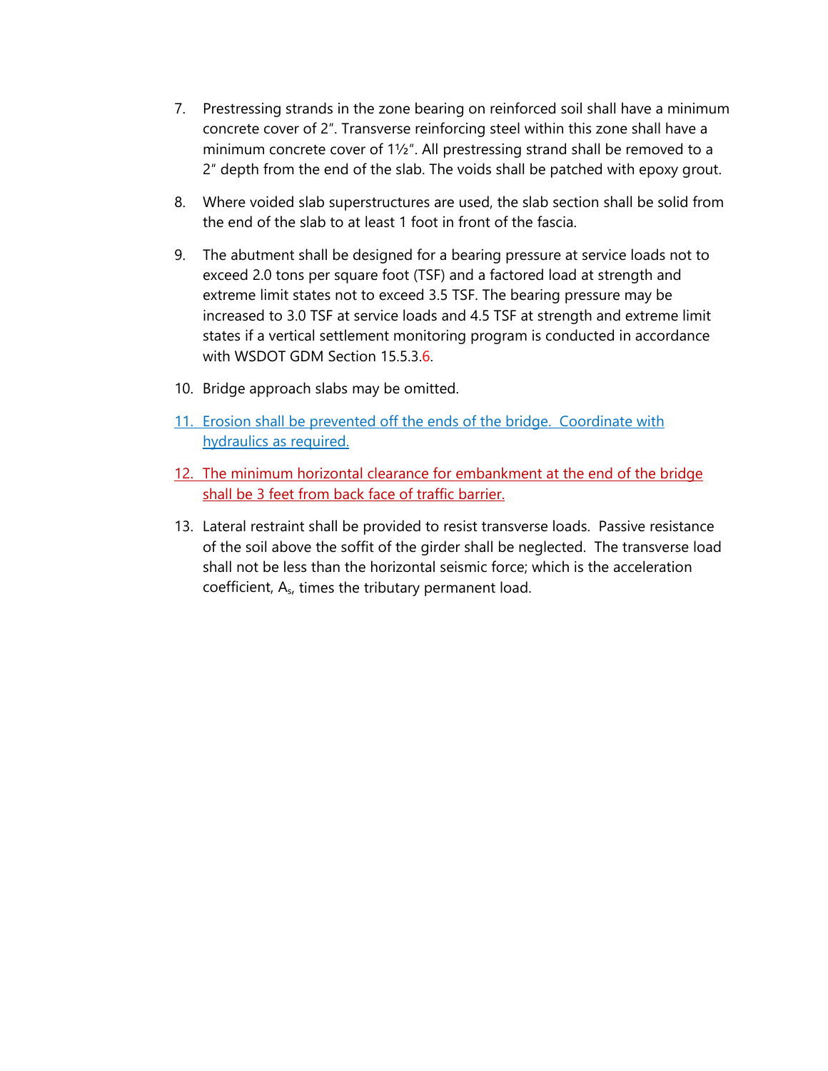7. Prestressing strands in the zone bearing on reinforced soil shall have a minimum concrete cover of 2". Transverse reinforcing steel within this zone shall have a minimum concrete cover of 1½". All prestressing strand shall be removed to a 2" depth from the end of the slab. The voids shall be patched with epoxy grout.

8. Where voided slab superstructures are used, the slab section shall be solid from the end of the slab to at least 1 foot in front of the fascia.

9. The abutment shall be designed for a bearing pressure at service loads not to exceed 2.0 tons per square foot (TSF) and a factored load at strength and extreme limit states not to exceed 3.5 TSF. The bearing pressure may be increased to 3.0 TSF at service loads and 4.5 TSF at strength and extreme limit states if a vertical settlement monitoring program is conducted in accordance with WSDOT GDM Section 15.5.3.6.

10. Bridge approach slabs may be omitted.

11. Erosion shall be prevented off the ends of the bridge. Coordinate with hydraulics as required.

12. The minimum horizontal clearance for embankment at the end of the bridge shall be 3 feet from back face of traffic barrier.

13. Lateral restraint shall be provided to resist transverse loads. Passive resistance of the soil above the soffit of the girder shall be neglected. The transverse load shall not be less than the horizontal seismic force; which is the acceleration coefficient, $A_s$, times the tributary permanent load.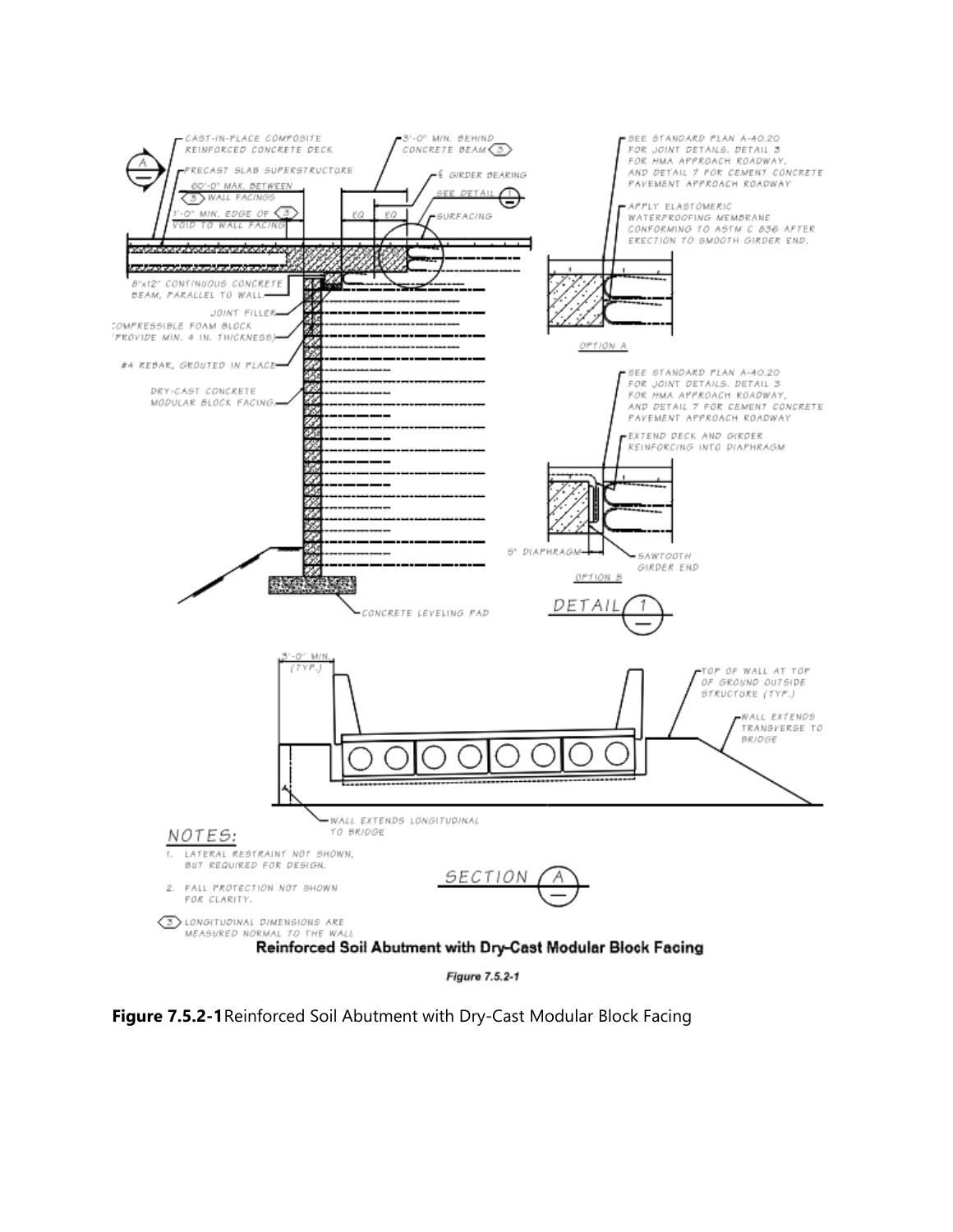Reinforced Soil Abutment with Dry-Cast Modular Block Facing

*Figure 7.5.2-1*

**Figure 7.5.2-1** Reinforced Soil Abutment with Dry-Cast Modular Block Facing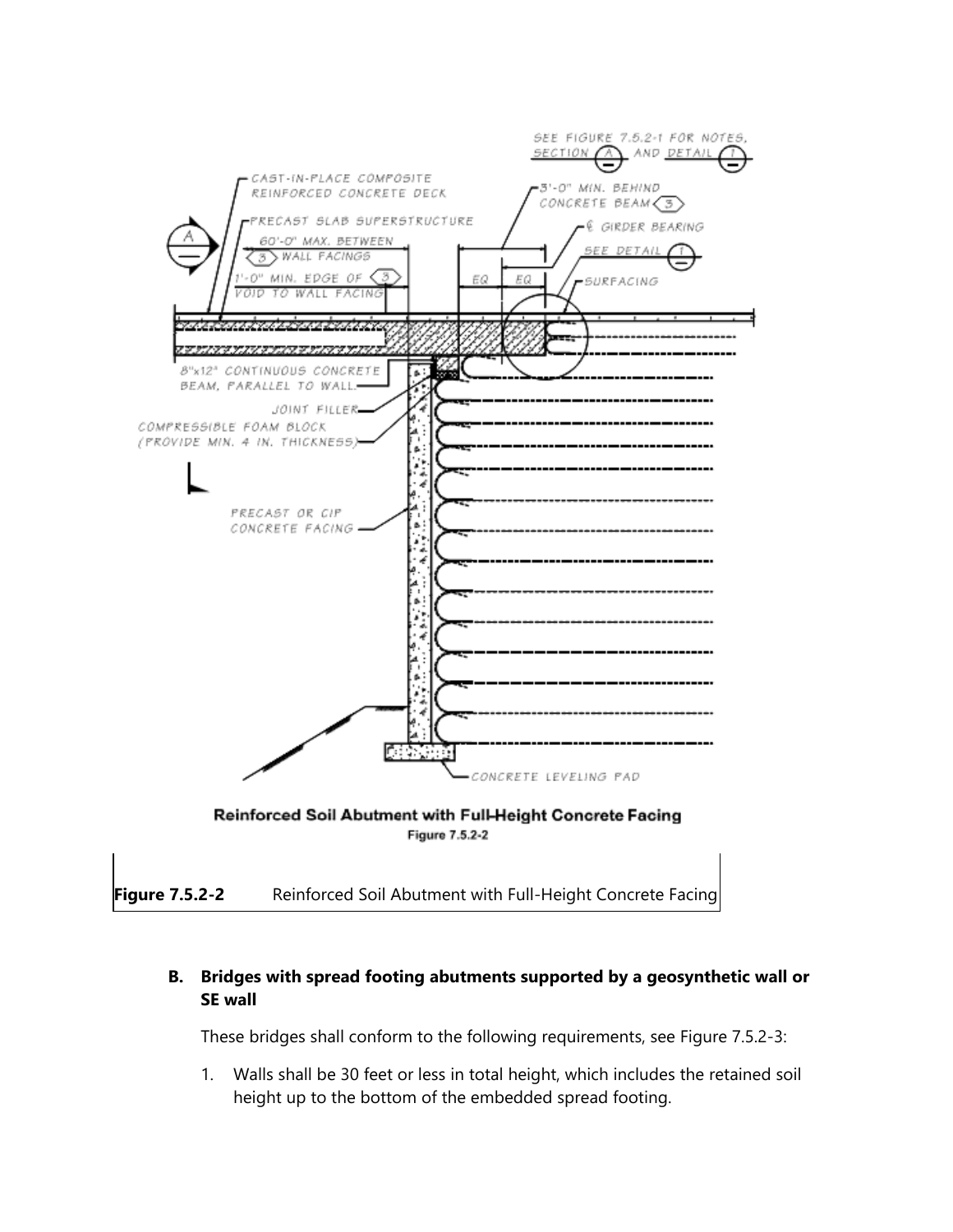**Figure 7.5.2-2** Reinforced Soil Abutment with Full-Height Concrete Facing

**B. Bridges with spread footing abutments supported by a geosynthetic wall or SE wall**

These bridges shall conform to the following requirements, see Figure 7.5.2-3:

1. Walls shall be 30 feet or less in total height, which includes the retained soil height up to the bottom of the embedded spread footing.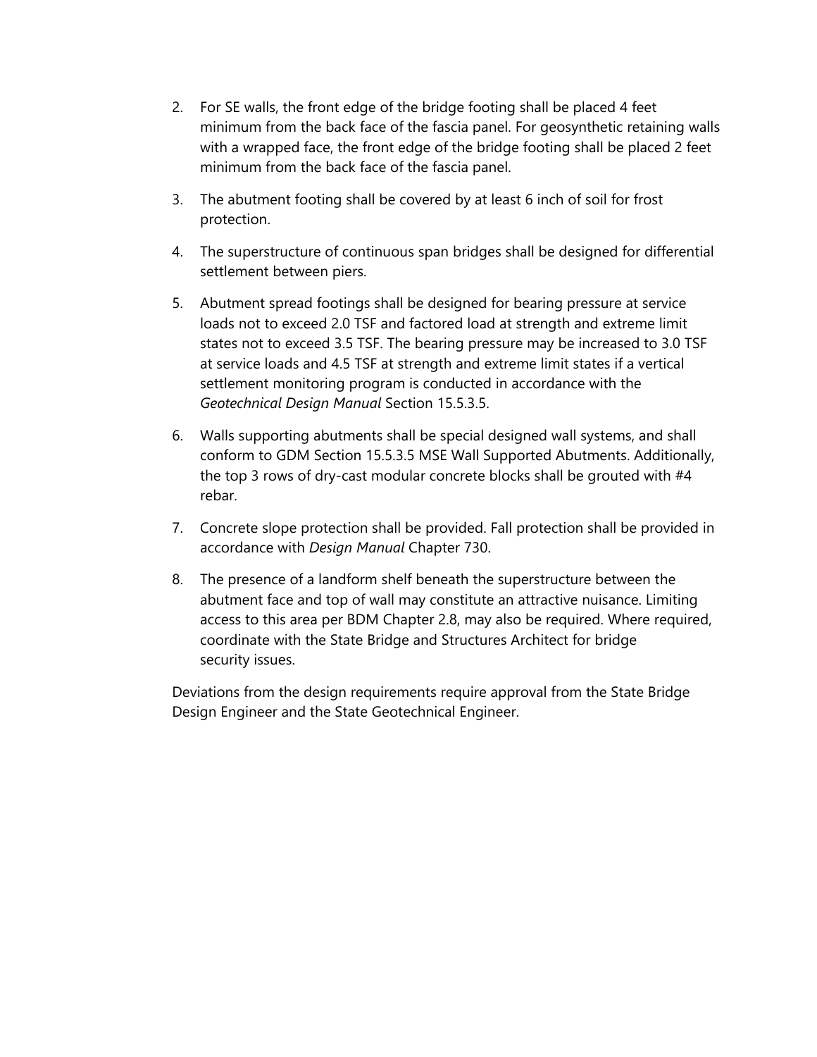2. For SE walls, the front edge of the bridge footing shall be placed 4 feet minimum from the back face of the fascia panel. For geosynthetic retaining walls with a wrapped face, the front edge of the bridge footing shall be placed 2 feet minimum from the back face of the fascia panel.
3. The abutment footing shall be covered by at least 6 inch of soil for frost protection.
4. The superstructure of continuous span bridges shall be designed for differential settlement between piers.
5. Abutment spread footings shall be designed for bearing pressure at service loads not to exceed 2.0 TSF and factored load at strength and extreme limit states not to exceed 3.5 TSF. The bearing pressure may be increased to 3.0 TSF at service loads and 4.5 TSF at strength and extreme limit states if a vertical settlement monitoring program is conducted in accordance with the *Geotechnical Design Manual* Section 15.5.3.5.
6. Walls supporting abutments shall be special designed wall systems, and shall conform to GDM Section 15.5.3.5 MSE Wall Supported Abutments. Additionally, the top 3 rows of dry-cast modular concrete blocks shall be grouted with #4 rebar.
7. Concrete slope protection shall be provided. Fall protection shall be provided in accordance with *Design Manual* Chapter 730.
8. The presence of a landform shelf beneath the superstructure between the abutment face and top of wall may constitute an attractive nuisance. Limiting access to this area per BDM Chapter 2.8, may also be required. Where required, coordinate with the State Bridge and Structures Architect for bridge security issues.

Deviations from the design requirements require approval from the State Bridge Design Engineer and the State Geotechnical Engineer.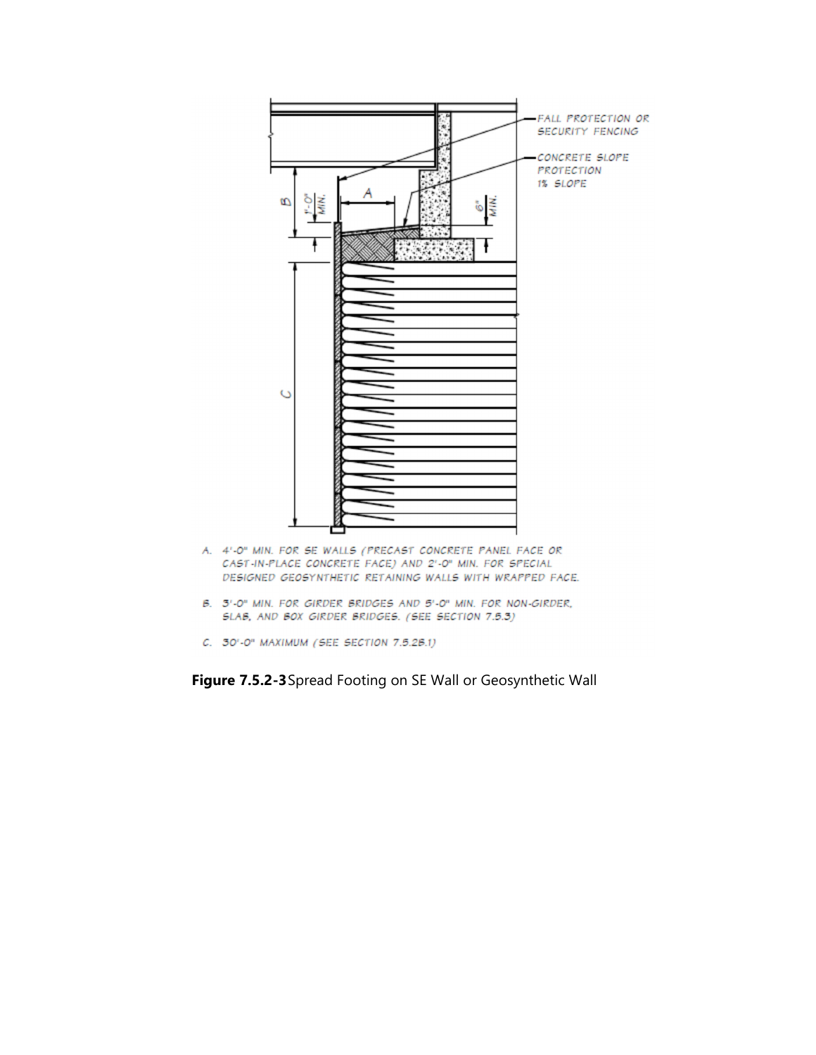FALL PROTECTION OR SECURITY FENCING

CONCRETE SLOPE PROTECTION 1% SLOPE

B

1'-0" MIN.

A

6" MIN.

C

A. 4'-0" MIN. FOR SE WALLS (PRECAST CONCRETE PANEL FACE OR CAST-IN-PLACE CONCRETE FACE) AND 2'-0" MIN. FOR SPECIAL DESIGNED GEOSYNTHETIC RETAINING WALLS WITH WRAPPED FACE.

B. 3'-0" MIN. FOR GIRDER BRIDGES AND 5'-0" MIN. FOR NON-GIRDER, SLAB, AND BOX GIRDER BRIDGES. (SEE SECTION 7.5.3)

C. 30'-0" MAXIMUM (SEE SECTION 7.5.2B.1)

**Figure 7.5.2-3** Spread Footing on SE Wall or Geosynthetic Wall